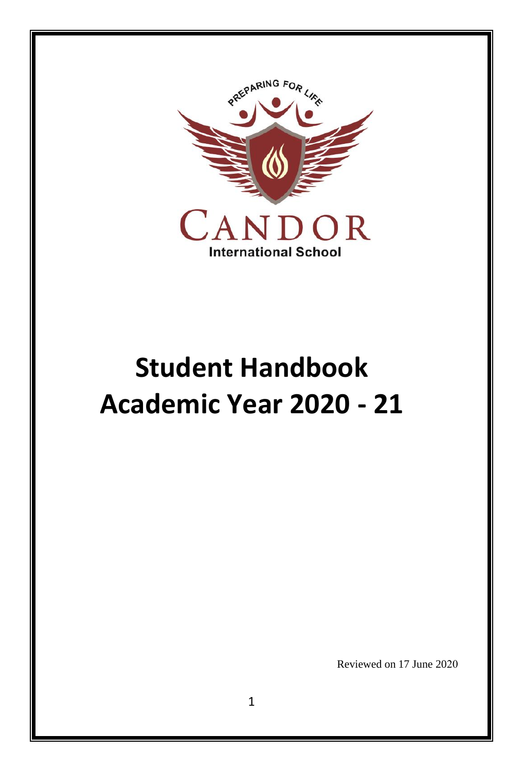PREPARING FOR LIFE

CANDOR

International School

# Student Handbook
# Academic Year 2020 - 21

Reviewed on 17 June 2020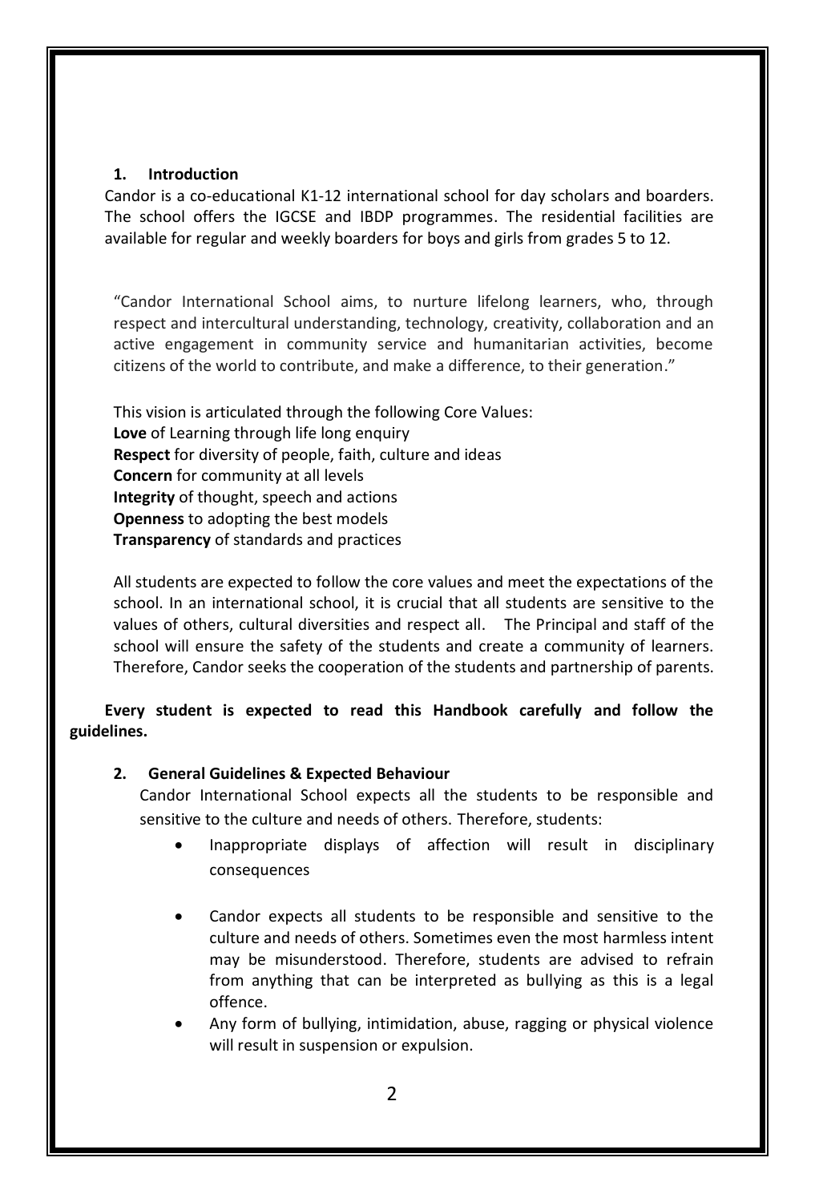## 1. Introduction

Candor is a co-educational K1-12 international school for day scholars and boarders. The school offers the IGCSE and IBDP programmes. The residential facilities are available for regular and weekly boarders for boys and girls from grades 5 to 12.

"Candor International School aims, to nurture lifelong learners, who, through respect and intercultural understanding, technology, creativity, collaboration and an active engagement in community service and humanitarian activities, become citizens of the world to contribute, and make a difference, to their generation."

This vision is articulated through the following Core Values:
**Love** of Learning through life long enquiry
**Respect** for diversity of people, faith, culture and ideas
**Concern** for community at all levels
**Integrity** of thought, speech and actions
**Openness** to adopting the best models
**Transparency** of standards and practices

All students are expected to follow the core values and meet the expectations of the school. In an international school, it is crucial that all students are sensitive to the values of others, cultural diversities and respect all. The Principal and staff of the school will ensure the safety of the students and create a community of learners. Therefore, Candor seeks the cooperation of the students and partnership of parents.

**Every student is expected to read this Handbook carefully and follow the guidelines.**

## 2. General Guidelines & Expected Behaviour

Candor International School expects all the students to be responsible and sensitive to the culture and needs of others. Therefore, students:

- Inappropriate displays of affection will result in disciplinary consequences
- Candor expects all students to be responsible and sensitive to the culture and needs of others. Sometimes even the most harmless intent may be misunderstood. Therefore, students are advised to refrain from anything that can be interpreted as bullying as this is a legal offence.
- Any form of bullying, intimidation, abuse, ragging or physical violence will result in suspension or expulsion.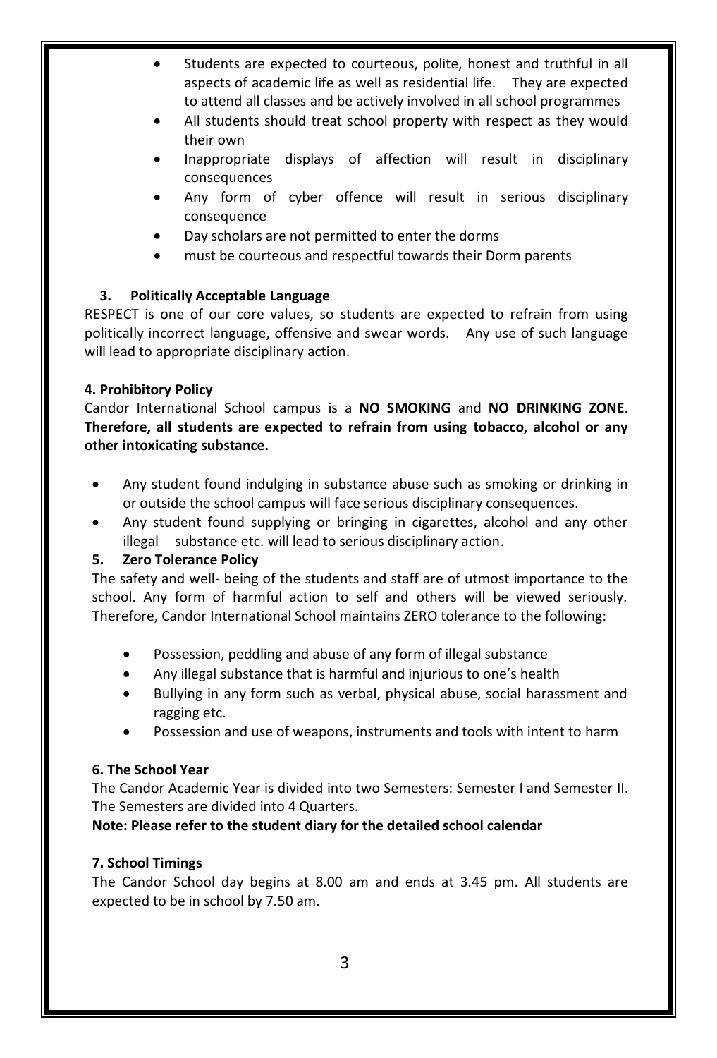- Students are expected to courteous, polite, honest and truthful in all aspects of academic life as well as residential life. They are expected to attend all classes and be actively involved in all school programmes
- All students should treat school property with respect as they would their own
- Inappropriate displays of affection will result in disciplinary consequences
- Any form of cyber offence will result in serious disciplinary consequence
- Day scholars are not permitted to enter the dorms
- must be courteous and respectful towards their Dorm parents

### 3. Politically Acceptable Language

RESPECT is one of our core values, so students are expected to refrain from using politically incorrect language, offensive and swear words. Any use of such language will lead to appropriate disciplinary action.

### 4. Prohibitory Policy

Candor International School campus is a **NO SMOKING** and **NO DRINKING ZONE. Therefore, all students are expected to refrain from using tobacco, alcohol or any other intoxicating substance.**

- Any student found indulging in substance abuse such as smoking or drinking in or outside the school campus will face serious disciplinary consequences.
- Any student found supplying or bringing in cigarettes, alcohol and any other illegal substance etc. will lead to serious disciplinary action.

### 5. Zero Tolerance Policy

The safety and well- being of the students and staff are of utmost importance to the school. Any form of harmful action to self and others will be viewed seriously. Therefore, Candor International School maintains ZERO tolerance to the following:

- Possession, peddling and abuse of any form of illegal substance
- Any illegal substance that is harmful and injurious to one's health
- Bullying in any form such as verbal, physical abuse, social harassment and ragging etc.
- Possession and use of weapons, instruments and tools with intent to harm

### 6. The School Year

The Candor Academic Year is divided into two Semesters: Semester I and Semester II. The Semesters are divided into 4 Quarters.

**Note: Please refer to the student diary for the detailed school calendar**

### 7. School Timings

The Candor School day begins at 8.00 am and ends at 3.45 pm. All students are expected to be in school by 7.50 am.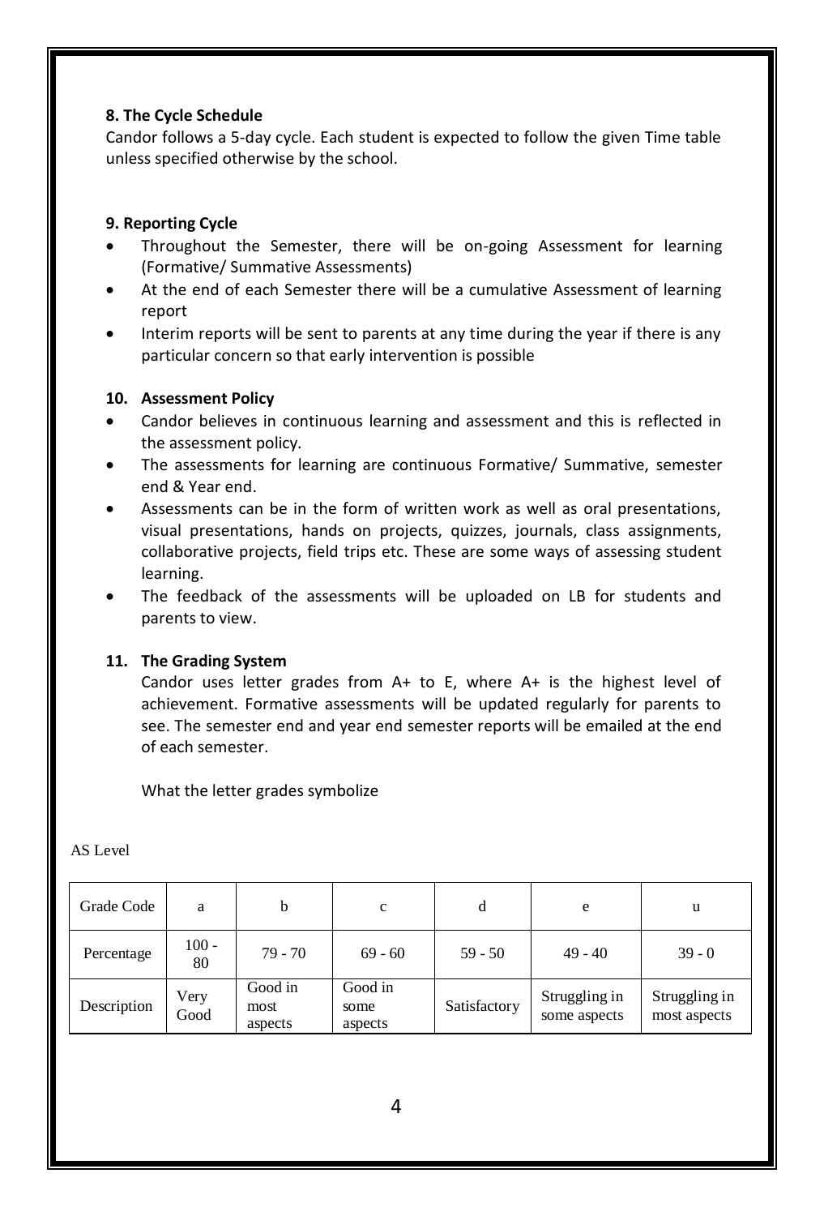### 8. The Cycle Schedule

Candor follows a 5-day cycle. Each student is expected to follow the given Time table unless specified otherwise by the school.

### 9. Reporting Cycle

- Throughout the Semester, there will be on-going Assessment for learning (Formative/ Summative Assessments)
- At the end of each Semester there will be a cumulative Assessment of learning report
- Interim reports will be sent to parents at any time during the year if there is any particular concern so that early intervention is possible

### 10. Assessment Policy

- Candor believes in continuous learning and assessment and this is reflected in the assessment policy.
- The assessments for learning are continuous Formative/ Summative, semester end & Year end.
- Assessments can be in the form of written work as well as oral presentations, visual presentations, hands on projects, quizzes, journals, class assignments, collaborative projects, field trips etc. These are some ways of assessing student learning.
- The feedback of the assessments will be uploaded on LB for students and parents to view.

### 11. The Grading System

Candor uses letter grades from A+ to E, where A+ is the highest level of achievement. Formative assessments will be updated regularly for parents to see. The semester end and year end semester reports will be emailed at the end of each semester.

What the letter grades symbolize

AS Level

| Grade Code | a | b | c | d | e | u |
|---|---|---|---|---|---|---|
| Percentage | 100 - 80 | 79 - 70 | 69 - 60 | 59 - 50 | 49 - 40 | 39 - 0 |
| Description | Very Good | Good in most aspects | Good in some aspects | Satisfactory | Struggling in some aspects | Struggling in most aspects |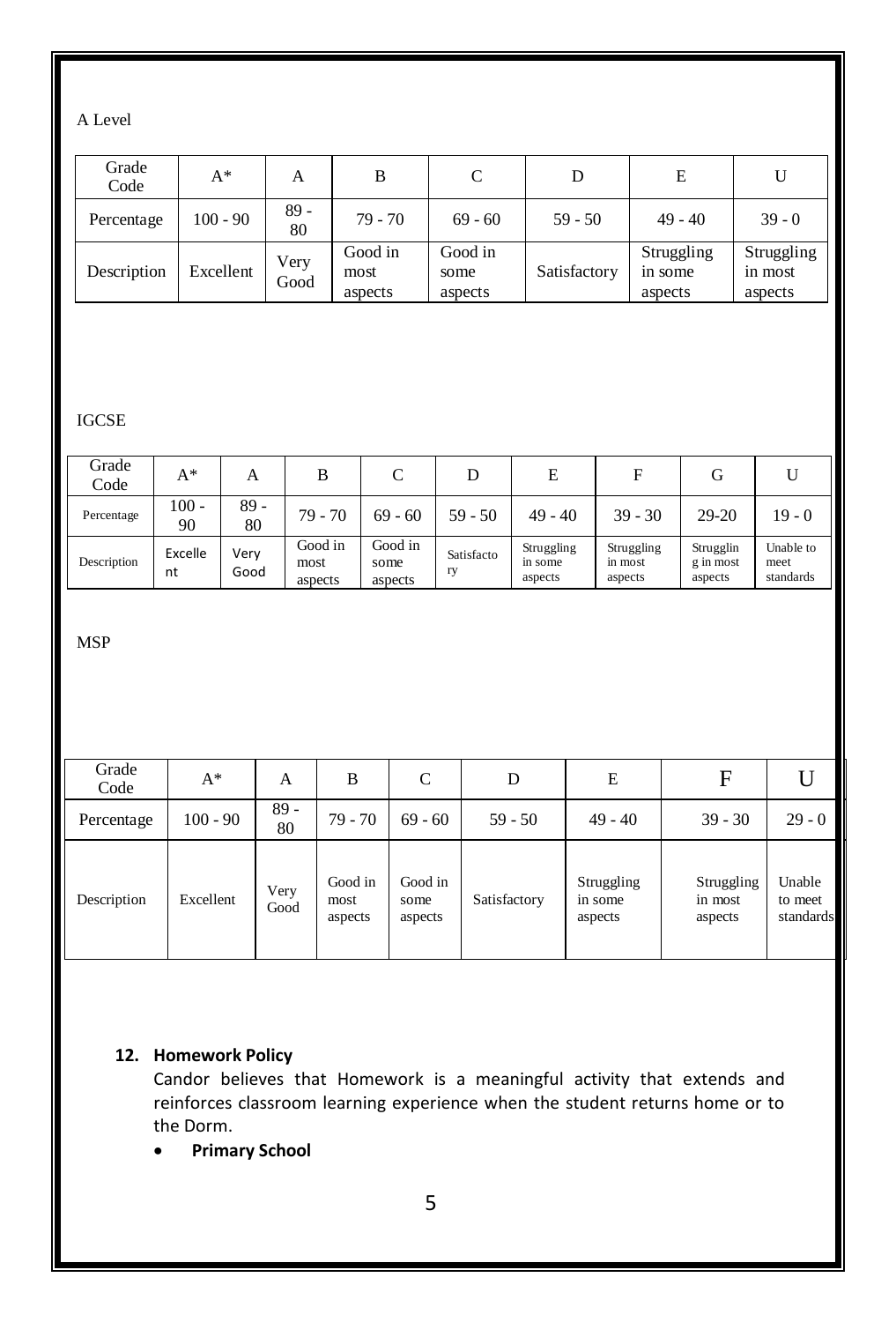A Level

| Grade Code | A* | A | B | C | D | E | U |
|---|---|---|---|---|---|---|---|
| Percentage | 100 - 90 | 89 - 80 | 79 - 70 | 69 - 60 | 59 - 50 | 49 - 40 | 39 - 0 |
| Description | Excellent | Very Good | Good in most aspects | Good in some aspects | Satisfactory | Struggling in some aspects | Struggling in most aspects |

IGCSE

| Grade Code | A* | A | B | C | D | E | F | G | U |
|---|---|---|---|---|---|---|---|---|---|
| Percentage | 100 - 90 | 89 - 80 | 79 - 70 | 69 - 60 | 59 - 50 | 49 - 40 | 39 - 30 | 29-20 | 19 - 0 |
| Description | Excellent | Very Good | Good in most aspects | Good in some aspects | Satisfactory | Struggling in some aspects | Struggling in most aspects | Struggling in most aspects | Unable to meet standards |

MSP

| Grade Code | A* | A | B | C | D | E | F | U |
|---|---|---|---|---|---|---|---|---|
| Percentage | 100 - 90 | 89 - 80 | 79 - 70 | 69 - 60 | 59 - 50 | 49 - 40 | 39 - 30 | 29 - 0 |
| Description | Excellent | Very Good | Good in most aspects | Good in some aspects | Satisfactory | Struggling in some aspects | Struggling in most aspects | Unable to meet standards |

**12. Homework Policy**

Candor believes that Homework is a meaningful activity that extends and reinforces classroom learning experience when the student returns home or to the Dorm.

- **Primary School**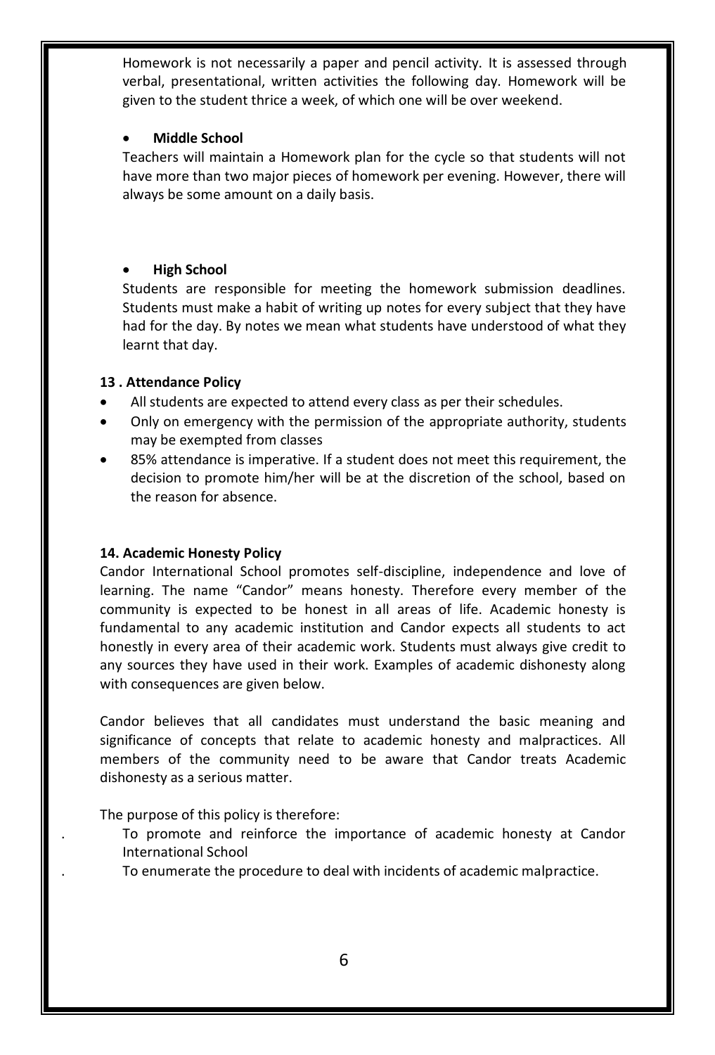Homework is not necessarily a paper and pencil activity. It is assessed through verbal, presentational, written activities the following day. Homework will be given to the student thrice a week, of which one will be over weekend.

- **Middle School**

Teachers will maintain a Homework plan for the cycle so that students will not have more than two major pieces of homework per evening. However, there will always be some amount on a daily basis.

- **High School**

Students are responsible for meeting the homework submission deadlines. Students must make a habit of writing up notes for every subject that they have had for the day. By notes we mean what students have understood of what they learnt that day.

**13 . Attendance Policy**

- All students are expected to attend every class as per their schedules.
- Only on emergency with the permission of the appropriate authority, students may be exempted from classes
- 85% attendance is imperative. If a student does not meet this requirement, the decision to promote him/her will be at the discretion of the school, based on the reason for absence.

**14. Academic Honesty Policy**

Candor International School promotes self-discipline, independence and love of learning. The name "Candor" means honesty. Therefore every member of the community is expected to be honest in all areas of life. Academic honesty is fundamental to any academic institution and Candor expects all students to act honestly in every area of their academic work. Students must always give credit to any sources they have used in their work. Examples of academic dishonesty along with consequences are given below.

Candor believes that all candidates must understand the basic meaning and significance of concepts that relate to academic honesty and malpractices. All members of the community need to be aware that Candor treats Academic dishonesty as a serious matter.

The purpose of this policy is therefore:

- To promote and reinforce the importance of academic honesty at Candor International School
- To enumerate the procedure to deal with incidents of academic malpractice.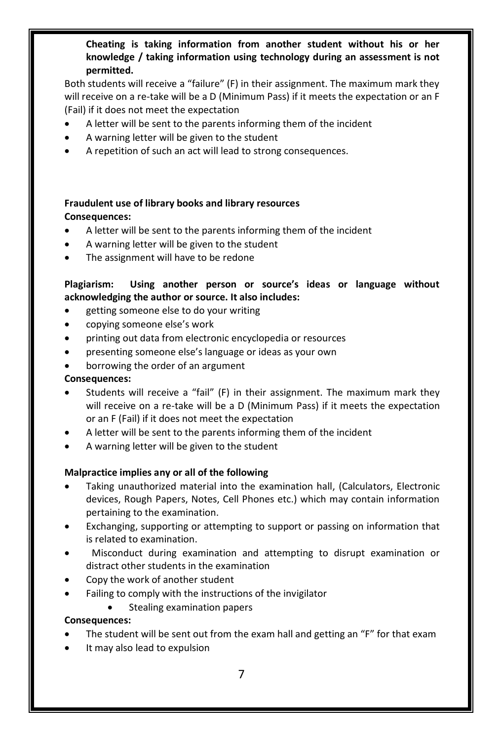**Cheating is taking information from another student without his or her knowledge / taking information using technology during an assessment is not permitted.**

Both students will receive a "failure" (F) in their assignment. The maximum mark they will receive on a re-take will be a D (Minimum Pass) if it meets the expectation or an F (Fail) if it does not meet the expectation

- A letter will be sent to the parents informing them of the incident
- A warning letter will be given to the student
- A repetition of such an act will lead to strong consequences.

**Fraudulent use of library books and library resources**

**Consequences:**

- A letter will be sent to the parents informing them of the incident
- A warning letter will be given to the student
- The assignment will have to be redone

**Plagiarism: Using another person or source's ideas or language without acknowledging the author or source. It also includes:**

- getting someone else to do your writing
- copying someone else's work
- printing out data from electronic encyclopedia or resources
- presenting someone else's language or ideas as your own
- borrowing the order of an argument

**Consequences:**

- Students will receive a "fail" (F) in their assignment. The maximum mark they will receive on a re-take will be a D (Minimum Pass) if it meets the expectation or an F (Fail) if it does not meet the expectation
- A letter will be sent to the parents informing them of the incident
- A warning letter will be given to the student

**Malpractice implies any or all of the following**

- Taking unauthorized material into the examination hall, (Calculators, Electronic devices, Rough Papers, Notes, Cell Phones etc.) which may contain information pertaining to the examination.
- Exchanging, supporting or attempting to support or passing on information that is related to examination.
- Misconduct during examination and attempting to disrupt examination or distract other students in the examination
- Copy the work of another student
- Failing to comply with the instructions of the invigilator
  - Stealing examination papers

**Consequences:**

- The student will be sent out from the exam hall and getting an "F" for that exam
- It may also lead to expulsion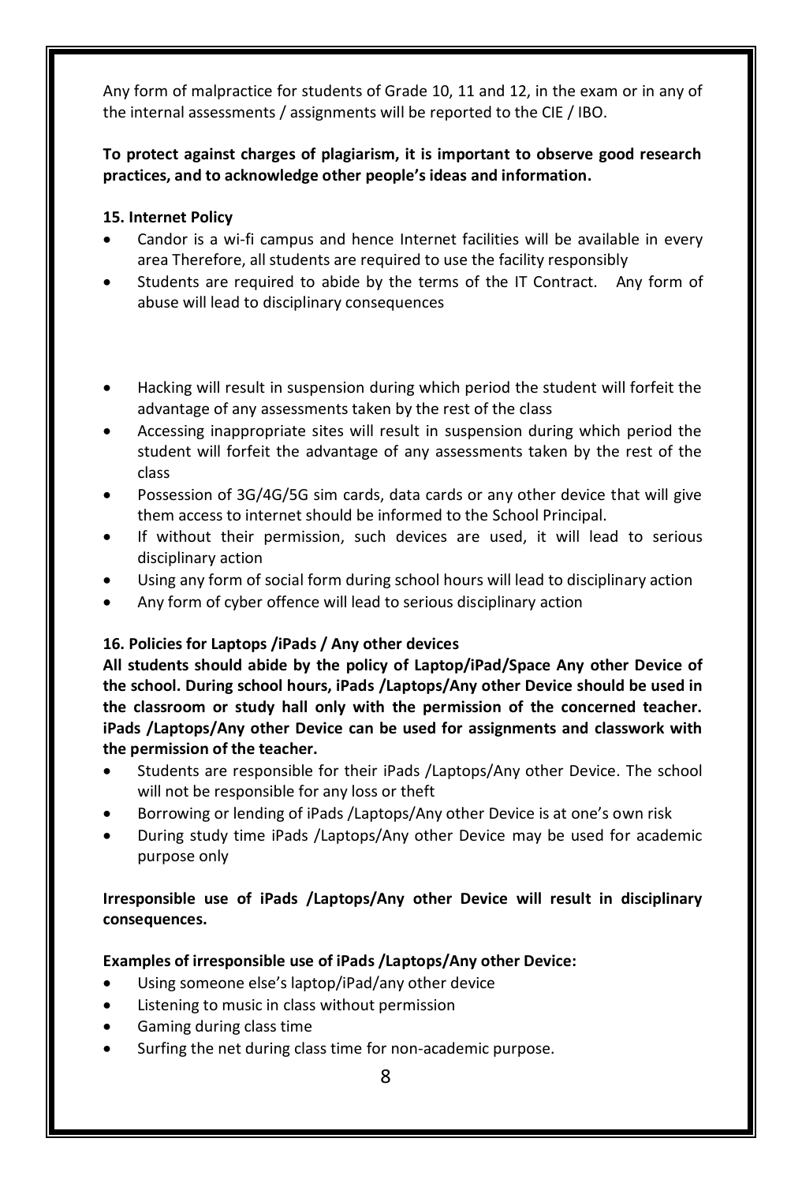Any form of malpractice for students of Grade 10, 11 and 12, in the exam or in any of the internal assessments / assignments will be reported to the CIE / IBO.

**To protect against charges of plagiarism, it is important to observe good research practices, and to acknowledge other people's ideas and information.**

**15. Internet Policy**

- Candor is a wi-fi campus and hence Internet facilities will be available in every area Therefore, all students are required to use the facility responsibly
- Students are required to abide by the terms of the IT Contract. Any form of abuse will lead to disciplinary consequences

- Hacking will result in suspension during which period the student will forfeit the advantage of any assessments taken by the rest of the class
- Accessing inappropriate sites will result in suspension during which period the student will forfeit the advantage of any assessments taken by the rest of the class
- Possession of 3G/4G/5G sim cards, data cards or any other device that will give them access to internet should be informed to the School Principal.
- If without their permission, such devices are used, it will lead to serious disciplinary action
- Using any form of social form during school hours will lead to disciplinary action
- Any form of cyber offence will lead to serious disciplinary action

**16. Policies for Laptops /iPads / Any other devices**

**All students should abide by the policy of Laptop/iPad/Space Any other Device of the school. During school hours, iPads /Laptops/Any other Device should be used in the classroom or study hall only with the permission of the concerned teacher. iPads /Laptops/Any other Device can be used for assignments and classwork with the permission of the teacher.**

- Students are responsible for their iPads /Laptops/Any other Device. The school will not be responsible for any loss or theft
- Borrowing or lending of iPads /Laptops/Any other Device is at one's own risk
- During study time iPads /Laptops/Any other Device may be used for academic purpose only

**Irresponsible use of iPads /Laptops/Any other Device will result in disciplinary consequences.**

**Examples of irresponsible use of iPads /Laptops/Any other Device:**

- Using someone else's laptop/iPad/any other device
- Listening to music in class without permission
- Gaming during class time
- Surfing the net during class time for non-academic purpose.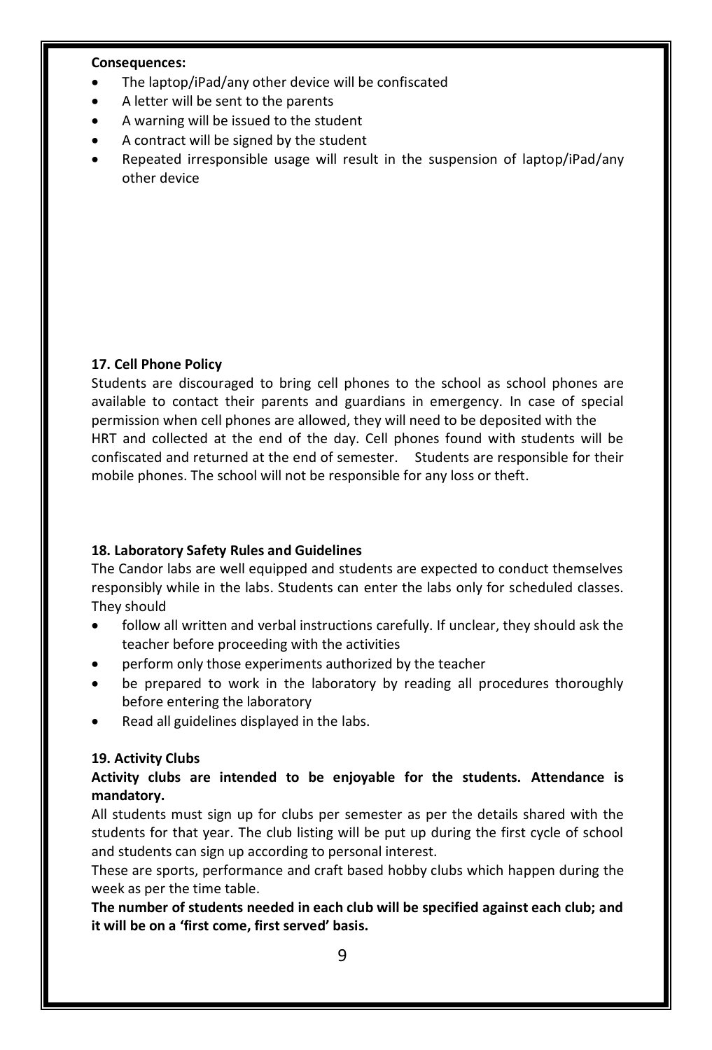**Consequences:**

- The laptop/iPad/any other device will be confiscated
- A letter will be sent to the parents
- A warning will be issued to the student
- A contract will be signed by the student
- Repeated irresponsible usage will result in the suspension of laptop/iPad/any other device

### 17. Cell Phone Policy

Students are discouraged to bring cell phones to the school as school phones are available to contact their parents and guardians in emergency. In case of special permission when cell phones are allowed, they will need to be deposited with the HRT and collected at the end of the day. Cell phones found with students will be confiscated and returned at the end of semester. Students are responsible for their mobile phones. The school will not be responsible for any loss or theft.

### 18. Laboratory Safety Rules and Guidelines

The Candor labs are well equipped and students are expected to conduct themselves responsibly while in the labs. Students can enter the labs only for scheduled classes. They should

- follow all written and verbal instructions carefully. If unclear, they should ask the teacher before proceeding with the activities
- perform only those experiments authorized by the teacher
- be prepared to work in the laboratory by reading all procedures thoroughly before entering the laboratory
- Read all guidelines displayed in the labs.

### 19. Activity Clubs

**Activity clubs are intended to be enjoyable for the students. Attendance is mandatory.**

All students must sign up for clubs per semester as per the details shared with the students for that year. The club listing will be put up during the first cycle of school and students can sign up according to personal interest.

These are sports, performance and craft based hobby clubs which happen during the week as per the time table.

**The number of students needed in each club will be specified against each club; and it will be on a 'first come, first served' basis.**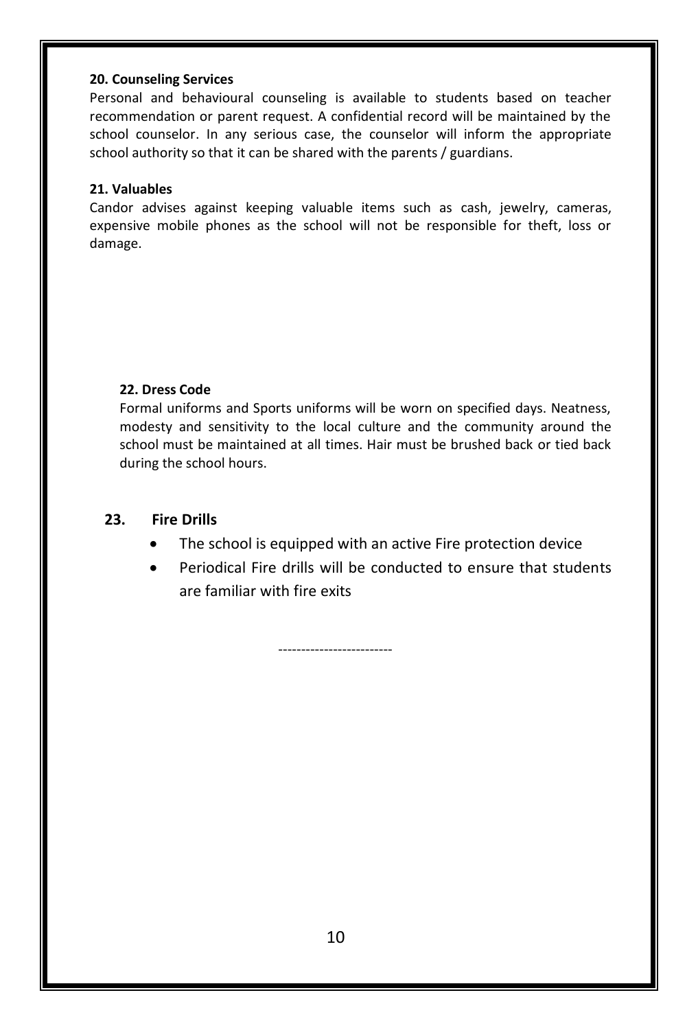**20. Counseling Services**

Personal and behavioural counseling is available to students based on teacher recommendation or parent request. A confidential record will be maintained by the school counselor. In any serious case, the counselor will inform the appropriate school authority so that it can be shared with the parents / guardians.

**21. Valuables**

Candor advises against keeping valuable items such as cash, jewelry, cameras, expensive mobile phones as the school will not be responsible for theft, loss or damage.

**22. Dress Code**

Formal uniforms and Sports uniforms will be worn on specified days. Neatness, modesty and sensitivity to the local culture and the community around the school must be maintained at all times. Hair must be brushed back or tied back during the school hours.

**23. Fire Drills**

- The school is equipped with an active Fire protection device
- Periodical Fire drills will be conducted to ensure that students are familiar with fire exits

-------------------------